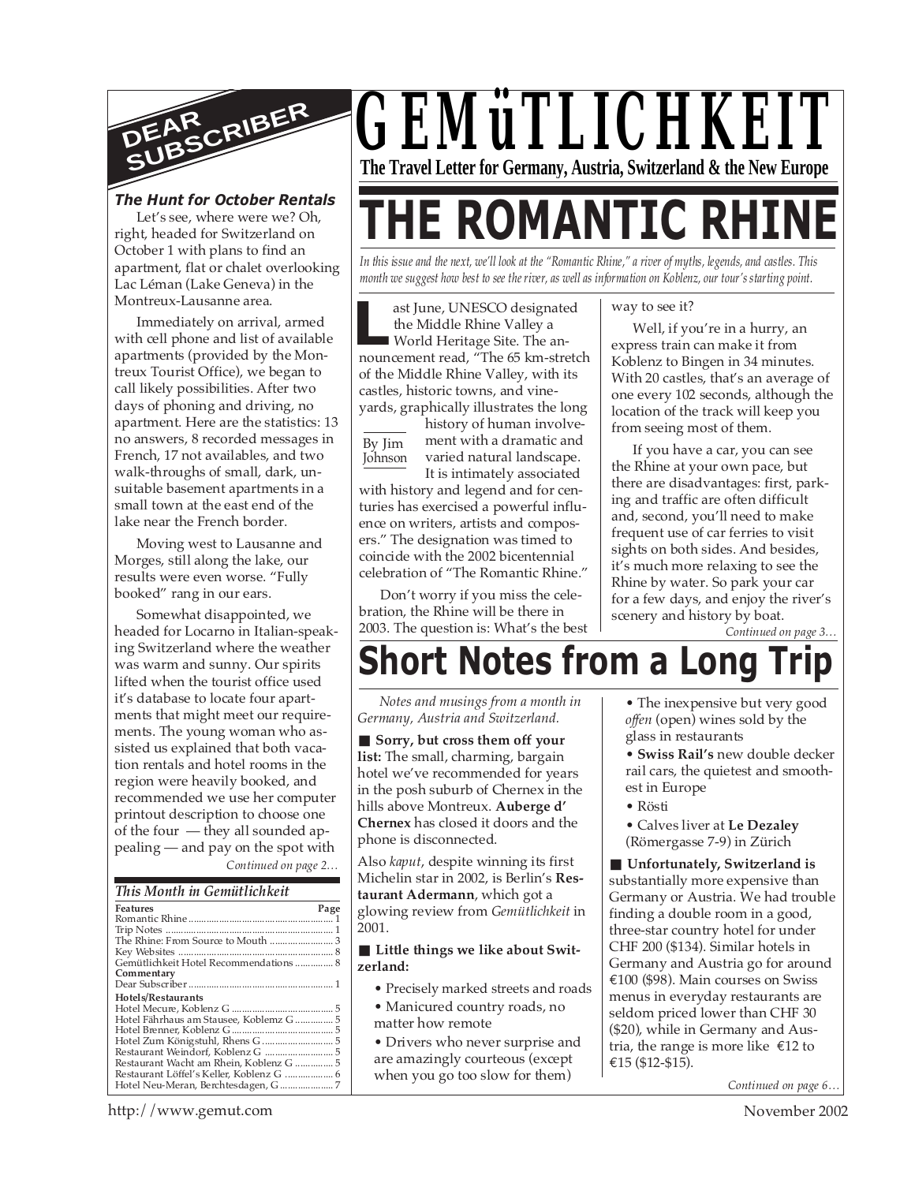# GEMüTLICHKEIT

**The Travel Letter for Germany, Austria, Switzerland & the New Europe**

# THE ROMANTIC RHINE

*In this issue and the next, we'll look at the "Romantic Rhine," a river of myths, legends, and castles. This month we suggest how best to see the river, as well as information on Koblenz, our tour's starting point.*

By Jim Johnson

Last June, UNESCO designated the Middle Rhine Valley a World Heritage Site. The announcement read, "The 65 km-stretch of the Middle Rhine Valley, with its castles, historic towns, and vineyards, graphically illustrates the long history of human involvement with a dramatic and varied natural landscape. It is intimately associated with history and legend and for centuries has exercised a powerful influence on writers, artists and composers." The designation was timed to coincide with the 2002 bicentennial celebration of "The Romantic Rhine."

Don't worry if you miss the celebration, the Rhine will be there in 2003. The question is: What's the best way to see it?

Well, if you're in a hurry, an express train can make it from Koblenz to Bingen in 34 minutes. With 20 castles, that's an average of one every 102 seconds, although the location of the track will keep you from seeing most of them.

If you have a car, you can see the Rhine at your own pace, but there are disadvantages: first, parking and traffic are often difficult and, second, you'll need to make frequent use of car ferries to visit sights on both sides. And besides, it's much more relaxing to see the Rhine by water. So park your car for a few days, and enjoy the river's scenery and history by boat.

*Continued on page 3…*

## DEAR SUBSCRIBER

### *The Hunt for October Rentals*

Let's see, where were we? Oh, right, headed for Switzerland on October 1 with plans to find an apartment, flat or chalet overlooking Lac Léman (Lake Geneva) in the Montreux-Lausanne area.

Immediately on arrival, armed with cell phone and list of available apartments (provided by the Montreux Tourist Office), we began to call likely possibilities. After two days of phoning and driving, no apartment. Here are the statistics: 13 no answers, 8 recorded messages in French, 17 not availables, and two walk-throughs of small, dark, unsuitable basement apartments in a small town at the east end of the lake near the French border.

Moving west to Lausanne and Morges, still along the lake, our results were even worse. "Fully booked" rang in our ears.

Somewhat disappointed, we headed for Locarno in Italian-speaking Switzerland where the weather was warm and sunny. Our spirits lifted when the tourist office used it's database to locate four apartments that might meet our requirements. The young woman who assisted us explained that both vacation rentals and hotel rooms in the region were heavily booked, and recommended we use her computer printout description to choose one of the four — they all sounded appealing — and pay on the spot with

*Continued on page 2…*

### *This Month in Gemütlichkeit*

| Features | Page |
|---|---|
| Romantic Rhine | 1 |
| Trip Notes | 1 |
| The Rhine: From Source to Mouth | 3 |
| Key Websites | 8 |
| Gemütlichkeit Hotel Recommendations | 8 |
| **Commentary** | |
| Dear Subscriber | 1 |
| **Hotels/Restaurants** | |
| Hotel Mecure, Koblenz G | 5 |
| Hotel Fährhaus am Stausee, Koblemz G | 5 |
| Hotel Brenner, Koblenz G | 5 |
| Hotel Zum Königstuhl, Rhens G | 5 |
| Restaurant Weindorf, Koblenz G | 5 |
| Restaurant Wacht am Rhein, Koblenz G | 5 |
| Restaurant Löffel's Keller, Koblenz G | 6 |
| Hotel Neu-Meran, Berchtesdagen, G | 7 |

# Short Notes from a Long Trip

*Notes and musings from a month in Germany, Austria and Switzerland.*

■ **Sorry, but cross them off your list:** The small, charming, bargain hotel we've recommended for years in the posh suburb of Chernex in the hills above Montreux. **Auberge d' Chernex** has closed it doors and the phone is disconnected.

Also *kaput*, despite winning its first Michelin star in 2002, is Berlin's **Restaurant Adermann**, which got a glowing review from *Gemütlichkeit* in 2001.

■ **Little things we like about Switzerland:**

- Precisely marked streets and roads
- Manicured country roads, no matter how remote
- Drivers who never surprise and are amazingly courteous (except when you go too slow for them)
- The inexpensive but very good *offen* (open) wines sold by the glass in restaurants
- **Swiss Rail's** new double decker rail cars, the quietest and smoothest in Europe
- Rösti
- Calves liver at **Le Dezaley** (Römergasse 7-9) in Zürich

■ **Unfortunately, Switzerland is** substantially more expensive than Germany or Austria. We had trouble finding a double room in a good, three-star country hotel for under CHF 200 ($134). Similar hotels in Germany and Austria go for around €100 ($98). Main courses on Swiss menus in everyday restaurants are seldom priced lower than CHF 30 ($20), while in Germany and Austria, the range is more like €12 to €15 ($12-$15).

*Continued on page 6…*

http://www.gemut.com

November 2002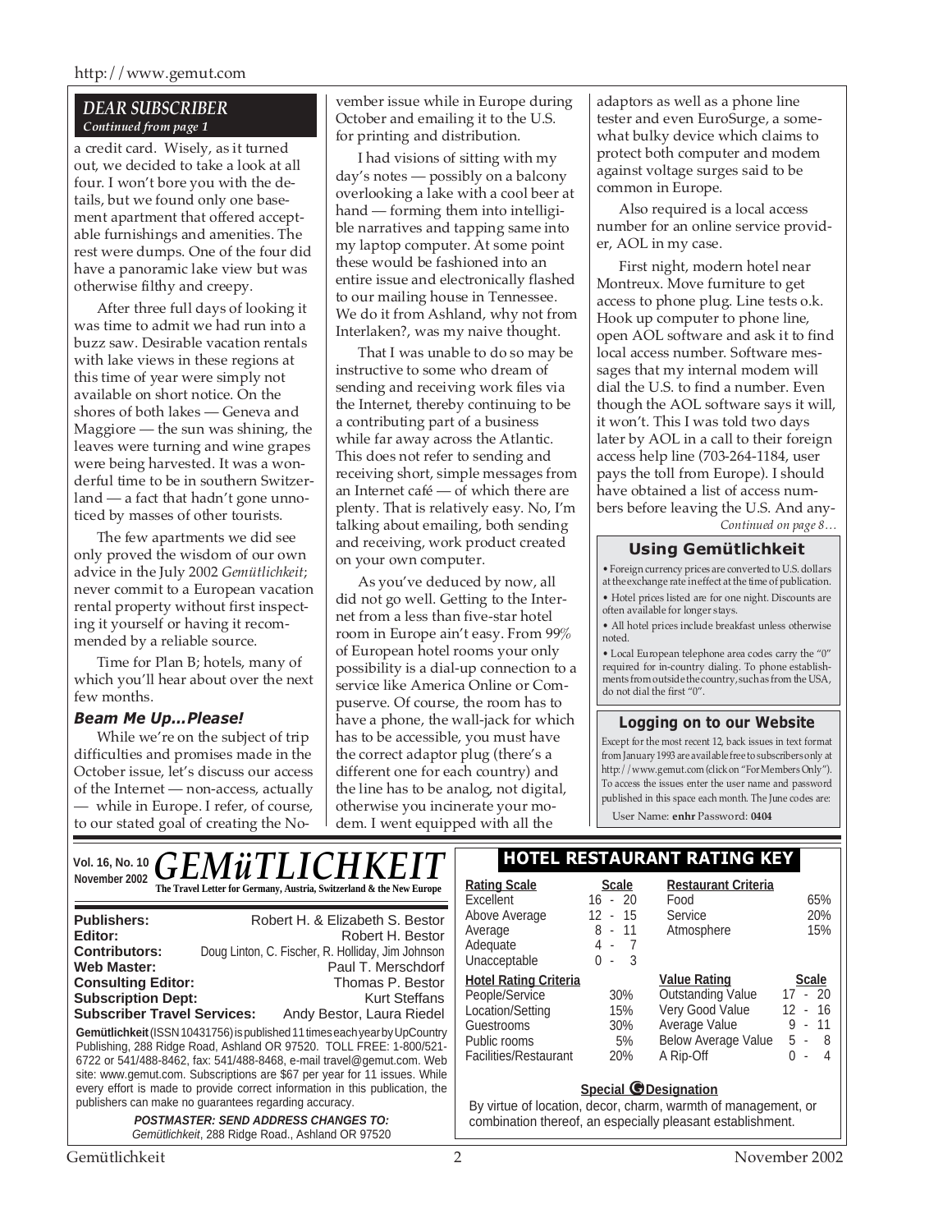## DEAR SUBSCRIBER

*Continued from page 1*

a credit card. Wisely, as it turned out, we decided to take a look at all four. I won't bore you with the details, but we found only one basement apartment that offered acceptable furnishings and amenities. The rest were dumps. One of the four did have a panoramic lake view but was otherwise filthy and creepy.

After three full days of looking it was time to admit we had run into a buzz saw. Desirable vacation rentals with lake views in these regions at this time of year were simply not available on short notice. On the shores of both lakes — Geneva and Maggiore — the sun was shining, the leaves were turning and wine grapes were being harvested. It was a wonderful time to be in southern Switzerland — a fact that hadn't gone unnoticed by masses of other tourists.

The few apartments we did see only proved the wisdom of our own advice in the July 2002 *Gemütlichkeit*; never commit to a European vacation rental property without first inspecting it yourself or having it recommended by a reliable source.

Time for Plan B; hotels, many of which you'll hear about over the next few months.

### Beam Me Up...Please!

While we're on the subject of trip difficulties and promises made in the October issue, let's discuss our access of the Internet — non-access, actually — while in Europe. I refer, of course, to our stated goal of creating the November issue while in Europe during October and emailing it to the U.S. for printing and distribution.

I had visions of sitting with my day's notes — possibly on a balcony overlooking a lake with a cool beer at hand — forming them into intelligible narratives and tapping same into my laptop computer. At some point these would be fashioned into an entire issue and electronically flashed to our mailing house in Tennessee. We do it from Ashland, why not from Interlaken?, was my naive thought.

That I was unable to do so may be instructive to some who dream of sending and receiving work files via the Internet, thereby continuing to be a contributing part of a business while far away across the Atlantic. This does not refer to sending and receiving short, simple messages from an Internet café — of which there are plenty. That is relatively easy. No, I'm talking about emailing, both sending and receiving, work product created on your own computer.

As you've deduced by now, all did not go well. Getting to the Internet from a less than five-star hotel room in Europe ain't easy. From 99% of European hotel rooms your only possibility is a dial-up connection to a service like America Online or Compuserve. Of course, the room has to have a phone, the wall-jack for which has to be accessible, you must have the correct adaptor plug (there's a different one for each country) and the line has to be analog, not digital, otherwise you incinerate your modem. I went equipped with all the adaptors as well as a phone line tester and even EuroSurge, a somewhat bulky device which claims to protect both computer and modem against voltage surges said to be common in Europe.

Also required is a local access number for an online service provider, AOL in my case.

First night, modern hotel near Montreux. Move furniture to get access to phone plug. Line tests o.k. Hook up computer to phone line, open AOL software and ask it to find local access number. Software messages that my internal modem will dial the U.S. to find a number. Even though the AOL software says it will, it won't. This I was told two days later by AOL in a call to their foreign access help line (703-264-1184, user pays the toll from Europe). I should have obtained a list of access numbers before leaving the U.S. And any-

*Continued on page 8…*

### Using Gemütlichkeit

- Foreign currency prices are converted to U.S. dollars at the exchange rate in effect at the time of publication.
- Hotel prices listed are for one night. Discounts are often available for longer stays.
- All hotel prices include breakfast unless otherwise noted.
- Local European telephone area codes carry the "0" required for in-country dialing. To phone establishments from outside the country, such as from the USA, do not dial the first "0".

### Logging on to our Website

Except for the most recent 12, back issues in text format from January 1993 are available free to subscribers only at http://www.gemut.com (click on "For Members Only"). To access the issues enter the user name and password published in this space each month. The June codes are:

User Name: **enhr** Password: **0404**

---

Vol. 16, No. 10 November 2002

# GEMüTLICHKEIT

**The Travel Letter for Germany, Austria, Switzerland & the New Europe**

| | |
|---|---|
| **Publishers:** | Robert H. & Elizabeth S. Bestor |
| **Editor:** | Robert H. Bestor |
| **Contributors:** | Doug Linton, C. Fischer, R. Holliday, Jim Johnson |
| **Web Master:** | Paul T. Merschdorf |
| **Consulting Editor:** | Thomas P. Bestor |
| **Subscription Dept:** | Kurt Steffans |
| **Subscriber Travel Services:** | Andy Bestor, Laura Riedel |

**Gemütlichkeit** (ISSN 10431756) is published 11 times each year by UpCountry Publishing, 288 Ridge Road, Ashland OR 97520. TOLL FREE: 1-800/521-6722 or 541/488-8462, fax: 541/488-8468, e-mail travel@gemut.com. Web site: www.gemut.com. Subscriptions are $67 per year for 11 issues. While every effort is made to provide correct information in this publication, the publishers can make no guarantees regarding accuracy.

***POSTMASTER: SEND ADDRESS CHANGES TO:***
*Gemütlichkeit*, 288 Ridge Road., Ashland OR 97520

### HOTEL RESTAURANT RATING KEY

| Rating Scale | Scale |
|---|---|
| Excellent | 16 - 20 |
| Above Average | 12 - 15 |
| Average | 8 - 11 |
| Adequate | 4 - 7 |
| Unacceptable | 0 - 3 |

| Restaurant Criteria | |
|---|---|
| Food | 65% |
| Service | 20% |
| Atmosphere | 15% |

| Hotel Rating Criteria | |
|---|---|
| People/Service | 30% |
| Location/Setting | 15% |
| Guestrooms | 30% |
| Public rooms | 5% |
| Facilities/Restaurant | 20% |

| Value Rating | Scale |
|---|---|
| Outstanding Value | 17 - 20 |
| Very Good Value | 12 - 16 |
| Average Value | 9 - 11 |
| Below Average Value | 5 - 8 |
| A Rip-Off | 0 - 4 |

**Special G Designation**

By virtue of location, decor, charm, warmth of management, or combination thereof, an especially pleasant establishment.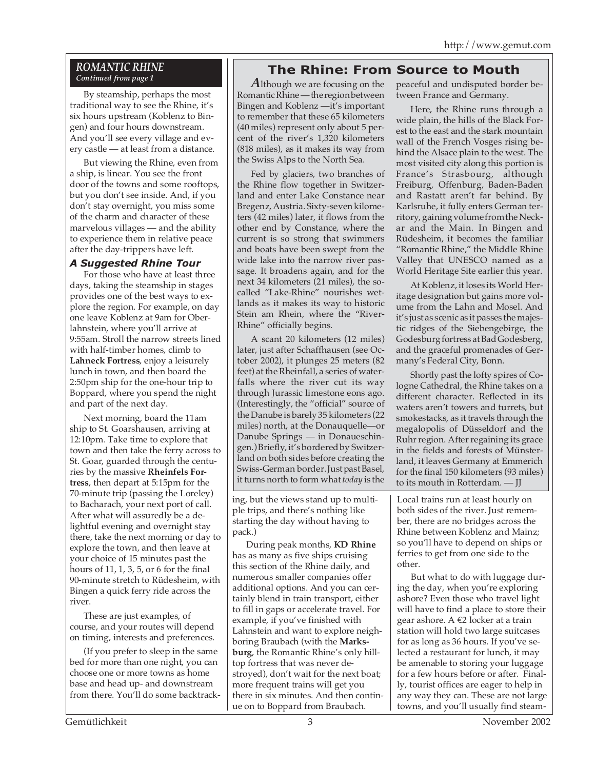## ROMANTIC RHINE

*Continued from page 1*

By steamship, perhaps the most traditional way to see the Rhine, it's six hours upstream (Koblenz to Bingen) and four hours downstream. And you'll see every village and every castle — at least from a distance.

But viewing the Rhine, even from a ship, is linear. You see the front door of the towns and some rooftops, but you don't see inside. And, if you don't stay overnight, you miss some of the charm and character of these marvelous villages — and the ability to experience them in relative peace after the day-trippers have left.

### A Suggested Rhine Tour

For those who have at least three days, taking the steamship in stages provides one of the best ways to explore the region. For example, on day one leave Koblenz at 9am for Oberlahnstein, where you'll arrive at 9:55am. Stroll the narrow streets lined with half-timber homes, climb to **Lahneck Fortress**, enjoy a leisurely lunch in town, and then board the 2:50pm ship for the one-hour trip to Boppard, where you spend the night and part of the next day.

Next morning, board the 11am ship to St. Goarshausen, arriving at 12:10pm. Take time to explore that town and then take the ferry across to St. Goar, guarded through the centuries by the massive **Rheinfels Fortress**, then depart at 5:15pm for the 70-minute trip (passing the Loreley) to Bacharach, your next port of call. After what will assuredly be a delightful evening and overnight stay there, take the next morning or day to explore the town, and then leave at your choice of 15 minutes past the hours of 11, 1, 3, 5, or 6 for the final 90-minute stretch to Rüdesheim, with Bingen a quick ferry ride across the river.

These are just examples, of course, and your routes will depend on timing, interests and preferences.

(If you prefer to sleep in the same bed for more than one night, you can choose one or more towns as home base and head up- and downstream from there. You'll do some backtracking, but the views stand up to multiple trips, and there's nothing like starting the day without having to pack.)

During peak months, **KD Rhine** has as many as five ships cruising this section of the Rhine daily, and numerous smaller companies offer additional options. And you can certainly blend in train transport, either to fill in gaps or accelerate travel. For example, if you've finished with Lahnstein and want to explore neighboring Braubach (with the **Marksburg**, the Romantic Rhine's only hilltop fortress that was never destroyed), don't wait for the next boat; more frequent trains will get you there in six minutes. And then continue on to Boppard from Braubach.

Local trains run at least hourly on both sides of the river. Just remember, there are no bridges across the Rhine between Koblenz and Mainz; so you'll have to depend on ships or ferries to get from one side to the other.

But what to do with luggage during the day, when you're exploring ashore? Even those who travel light will have to find a place to store their gear ashore. A €2 locker at a train station will hold two large suitcases for as long as 36 hours. If you've selected a restaurant for lunch, it may be amenable to storing your luggage for a few hours before or after. Finally, tourist offices are eager to help in any way they can. These are not large towns, and you'll usually find steam-

## The Rhine: From Source to Mouth

Although we are focusing on the Romantic Rhine — the region between Bingen and Koblenz —it's important to remember that these 65 kilometers (40 miles) represent only about 5 percent of the river's 1,320 kilometers (818 miles), as it makes its way from the Swiss Alps to the North Sea.

Fed by glaciers, two branches of the Rhine flow together in Switzerland and enter Lake Constance near Bregenz, Austria. Sixty-seven kilometers (42 miles) later, it flows from the other end by Constance, where the current is so strong that swimmers and boats have been swept from the wide lake into the narrow river passage. It broadens again, and for the next 34 kilometers (21 miles), the so-called "Lake-Rhine" nourishes wetlands as it makes its way to historic Stein am Rhein, where the "River-Rhine" officially begins.

A scant 20 kilometers (12 miles) later, just after Schaffhausen (see October 2002), it plunges 25 meters (82 feet) at the Rheinfall, a series of waterfalls where the river cut its way through Jurassic limestone eons ago. (Interestingly, the "official" source of the Danube is barely 35 kilometers (22 miles) north, at the Donauquelle—or Danube Springs — in Donaueschingen.) Briefly, it's bordered by Switzerland on both sides before creating the Swiss-German border. Just past Basel, it turns north to form what *today* is the peaceful and undisputed border between France and Germany.

Here, the Rhine runs through a wide plain, the hills of the Black Forest to the east and the stark mountain wall of the French Vosges rising behind the Alsace plain to the west. The most visited city along this portion is France's Strasbourg, although Freiburg, Offenburg, Baden-Baden and Rastatt aren't far behind. By Karlsruhe, it fully enters German territory, gaining volume from the Neckar and the Main. In Bingen and Rüdesheim, it becomes the familiar "Romantic Rhine," the Middle Rhine Valley that UNESCO named as a World Heritage Site earlier this year.

At Koblenz, it loses its World Heritage designation but gains more volume from the Lahn and Mosel. And it's just as scenic as it passes the majestic ridges of the Siebengebirge, the Godesburg fortress at Bad Godesberg, and the graceful promenades of Germany's Federal City, Bonn.

Shortly past the lofty spires of Cologne Cathedral, the Rhine takes on a different character. Reflected in its waters aren't towers and turrets, but smokestacks, as it travels through the megalopolis of Düsseldorf and the Ruhr region. After regaining its grace in the fields and forests of Münsterland, it leaves Germany at Emmerich for the final 150 kilometers (93 miles) to its mouth in Rotterdam. — JJ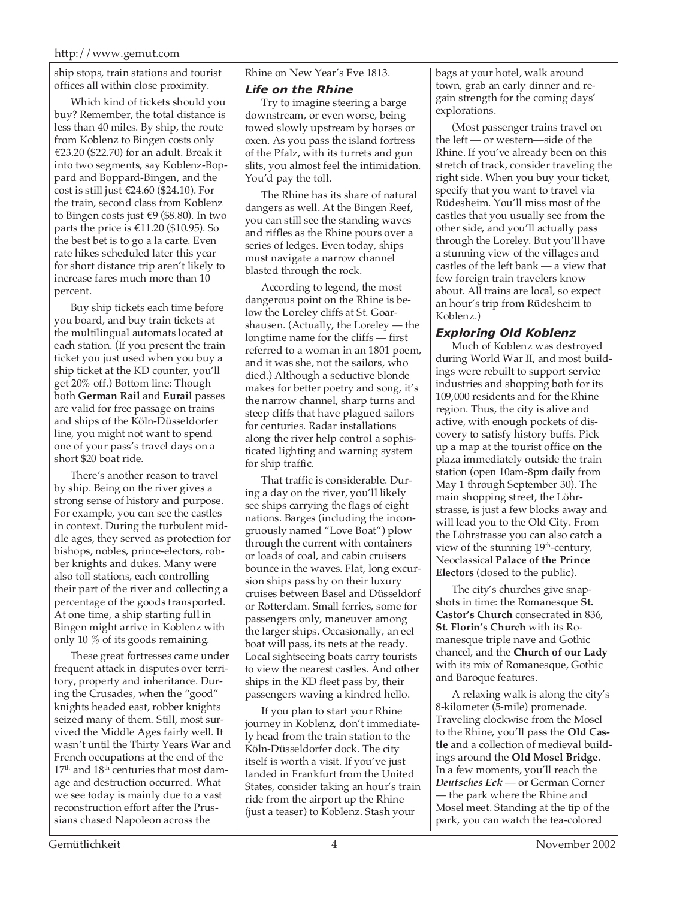ship stops, train stations and tourist offices all within close proximity.

Which kind of tickets should you buy? Remember, the total distance is less than 40 miles. By ship, the route from Koblenz to Bingen costs only €23.20 ($22.70) for an adult. Break it into two segments, say Koblenz-Boppard and Boppard-Bingen, and the cost is still just €24.60 ($24.10). For the train, second class from Koblenz to Bingen costs just €9 ($8.80). In two parts the price is €11.20 ($10.95). So the best bet is to go a la carte. Even rate hikes scheduled later this year for short distance trip aren't likely to increase fares much more than 10 percent.

Buy ship tickets each time before you board, and buy train tickets at the multilingual automats located at each station. (If you present the train ticket you just used when you buy a ship ticket at the KD counter, you'll get 20% off.) Bottom line: Though both **German Rail** and **Eurail** passes are valid for free passage on trains and ships of the Köln-Düsseldorfer line, you might not want to spend one of your pass's travel days on a short $20 boat ride.

There's another reason to travel by ship. Being on the river gives a strong sense of history and purpose. For example, you can see the castles in context. During the turbulent middle ages, they served as protection for bishops, nobles, prince-electors, robber knights and dukes. Many were also toll stations, each controlling their part of the river and collecting a percentage of the goods transported. At one time, a ship starting full in Bingen might arrive in Koblenz with only 10 % of its goods remaining.

These great fortresses came under frequent attack in disputes over territory, property and inheritance. During the Crusades, when the "good" knights headed east, robber knights seized many of them. Still, most survived the Middle Ages fairly well. It wasn't until the Thirty Years War and French occupations at the end of the 17th and 18th centuries that most damage and destruction occurred. What we see today is mainly due to a vast reconstruction effort after the Prussians chased Napoleon across the Rhine on New Year's Eve 1813.

### Life on the Rhine

Try to imagine steering a barge downstream, or even worse, being towed slowly upstream by horses or oxen. As you pass the island fortress of the Pfalz, with its turrets and gun slits, you almost feel the intimidation. You'd pay the toll.

The Rhine has its share of natural dangers as well. At the Bingen Reef, you can still see the standing waves and riffles as the Rhine pours over a series of ledges. Even today, ships must navigate a narrow channel blasted through the rock.

According to legend, the most dangerous point on the Rhine is below the Loreley cliffs at St. Goarshausen. (Actually, the Loreley — the longtime name for the cliffs — first referred to a woman in an 1801 poem, and it was she, not the sailors, who died.) Although a seductive blonde makes for better poetry and song, it's the narrow channel, sharp turns and steep cliffs that have plagued sailors for centuries. Radar installations along the river help control a sophisticated lighting and warning system for ship traffic.

That traffic is considerable. During a day on the river, you'll likely see ships carrying the flags of eight nations. Barges (including the incongruously named "Love Boat") plow through the current with containers or loads of coal, and cabin cruisers bounce in the waves. Flat, long excursion ships pass by on their luxury cruises between Basel and Düsseldorf or Rotterdam. Small ferries, some for passengers only, maneuver among the larger ships. Occasionally, an eel boat will pass, its nets at the ready. Local sightseeing boats carry tourists to view the nearest castles. And other ships in the KD fleet pass by, their passengers waving a kindred hello.

If you plan to start your Rhine journey in Koblenz, don't immediately head from the train station to the Köln-Düsseldorfer dock. The city itself is worth a visit. If you've just landed in Frankfurt from the United States, consider taking an hour's train ride from the airport up the Rhine (just a teaser) to Koblenz. Stash your bags at your hotel, walk around town, grab an early dinner and regain strength for the coming days' explorations.

(Most passenger trains travel on the left — or western—side of the Rhine. If you've already been on this stretch of track, consider traveling the right side. When you buy your ticket, specify that you want to travel via Rüdesheim. You'll miss most of the castles that you usually see from the other side, and you'll actually pass through the Loreley. But you'll have a stunning view of the villages and castles of the left bank — a view that few foreign train travelers know about. All trains are local, so expect an hour's trip from Rüdesheim to Koblenz.)

### Exploring Old Koblenz

Much of Koblenz was destroyed during World War II, and most buildings were rebuilt to support service industries and shopping both for its 109,000 residents and for the Rhine region. Thus, the city is alive and active, with enough pockets of discovery to satisfy history buffs. Pick up a map at the tourist office on the plaza immediately outside the train station (open 10am-8pm daily from May 1 through September 30). The main shopping street, the Löhrstrasse, is just a few blocks away and will lead you to the Old City. From the Löhrstrasse you can also catch a view of the stunning 19th-century, Neoclassical **Palace of the Prince Electors** (closed to the public).

The city's churches give snapshots in time: the Romanesque **St. Castor's Church** consecrated in 836, **St. Florin's Church** with its Romanesque triple nave and Gothic chancel, and the **Church of our Lady** with its mix of Romanesque, Gothic and Baroque features.

A relaxing walk is along the city's 8-kilometer (5-mile) promenade. Traveling clockwise from the Mosel to the Rhine, you'll pass the **Old Castle** and a collection of medieval buildings around the **Old Mosel Bridge**. In a few moments, you'll reach the ***Deutsches Eck*** — or German Corner — the park where the Rhine and Mosel meet. Standing at the tip of the park, you can watch the tea-colored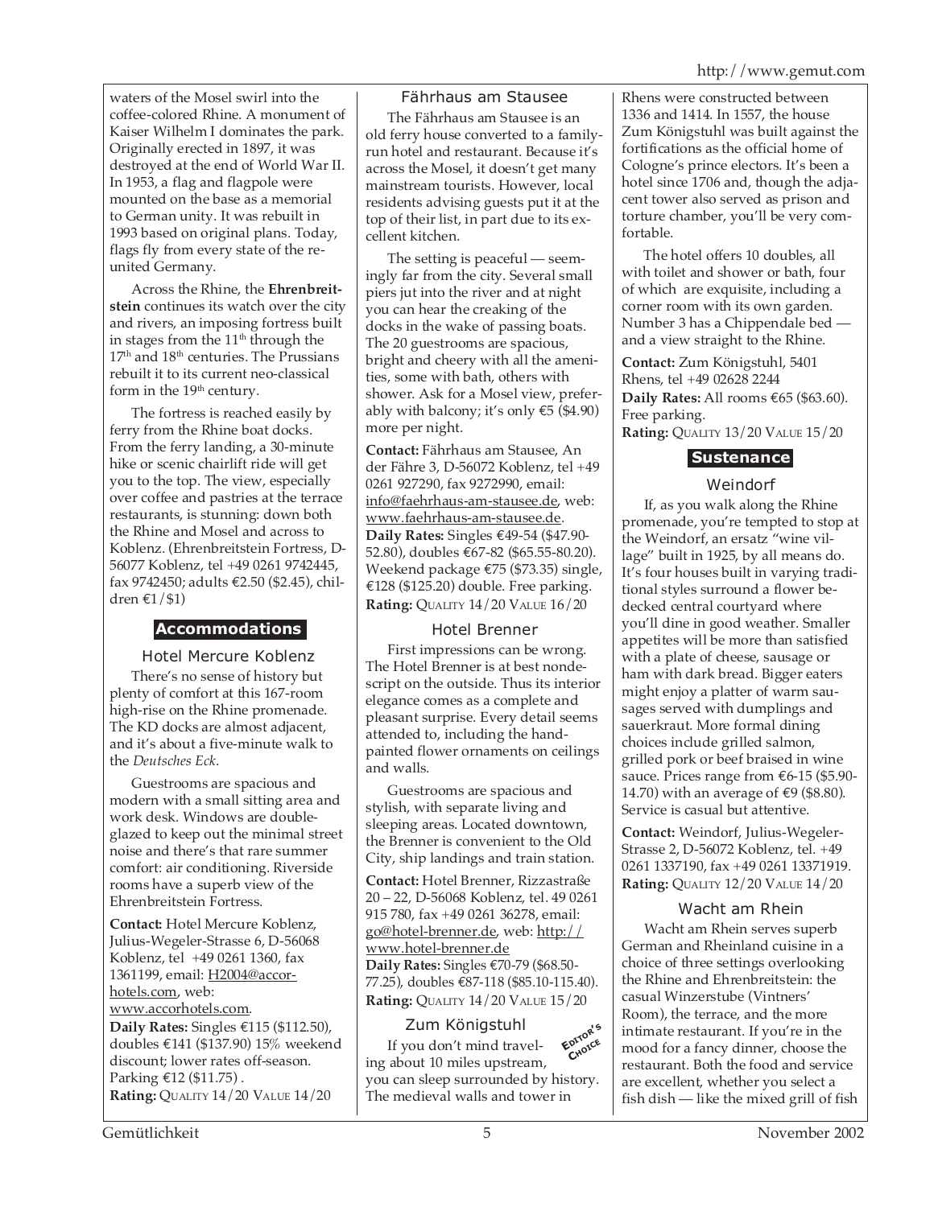waters of the Mosel swirl into the coffee-colored Rhine. A monument of Kaiser Wilhelm I dominates the park. Originally erected in 1897, it was destroyed at the end of World War II. In 1953, a flag and flagpole were mounted on the base as a memorial to German unity. It was rebuilt in 1993 based on original plans. Today, flags fly from every state of the reunited Germany.

Across the Rhine, the **Ehrenbreitstein** continues its watch over the city and rivers, an imposing fortress built in stages from the 11th through the 17th and 18th centuries. The Prussians rebuilt it to its current neo-classical form in the 19th century.

The fortress is reached easily by ferry from the Rhine boat docks. From the ferry landing, a 30-minute hike or scenic chairlift ride will get you to the top. The view, especially over coffee and pastries at the terrace restaurants, is stunning: down both the Rhine and Mosel and across to Koblenz. (Ehrenbreitstein Fortress, D-56077 Koblenz, tel +49 0261 9742445, fax 9742450; adults €2.50 ($2.45), children €1/$1)

## Accommodations

### Hotel Mercure Koblenz

There's no sense of history but plenty of comfort at this 167-room high-rise on the Rhine promenade. The KD docks are almost adjacent, and it's about a five-minute walk to the *Deutsches Eck*.

Guestrooms are spacious and modern with a small sitting area and work desk. Windows are double-glazed to keep out the minimal street noise and there's that rare summer comfort: air conditioning. Riverside rooms have a superb view of the Ehrenbreitstein Fortress.

**Contact:** Hotel Mercure Koblenz, Julius-Wegeler-Strasse 6, D-56068 Koblenz, tel +49 0261 1360, fax 1361199, email: H2004@accor-hotels.com, web: www.accorhotels.com.
**Daily Rates:** Singles €115 ($112.50), doubles €141 ($137.90) 15% weekend discount; lower rates off-season. Parking €12 ($11.75) .
**Rating:** QUALITY 14/20 VALUE 14/20

### Fährhaus am Stausee

The Fährhaus am Stausee is an old ferry house converted to a family-run hotel and restaurant. Because it's across the Mosel, it doesn't get many mainstream tourists. However, local residents advising guests put it at the top of their list, in part due to its excellent kitchen.

The setting is peaceful — seemingly far from the city. Several small piers jut into the river and at night you can hear the creaking of the docks in the wake of passing boats. The 20 guestrooms are spacious, bright and cheery with all the amenities, some with bath, others with shower. Ask for a Mosel view, preferably with balcony; it's only €5 ($4.90) more per night.

**Contact:** Fährhaus am Stausee, An der Fähre 3, D-56072 Koblenz, tel +49 0261 927290, fax 9272990, email: info@faehrhaus-am-stausee.de, web: www.faehrhaus-am-stausee.de.
**Daily Rates:** Singles €49-54 ($47.90-52.80), doubles €67-82 ($65.55-80.20). Weekend package €75 ($73.35) single, €128 ($125.20) double. Free parking.
**Rating:** QUALITY 14/20 VALUE 16/20

### Hotel Brenner

First impressions can be wrong. The Hotel Brenner is at best nondescript on the outside. Thus its interior elegance comes as a complete and pleasant surprise. Every detail seems attended to, including the hand-painted flower ornaments on ceilings and walls.

Guestrooms are spacious and stylish, with separate living and sleeping areas. Located downtown, the Brenner is convenient to the Old City, ship landings and train station.

**Contact:** Hotel Brenner, Rizzastraße 20 – 22, D-56068 Koblenz, tel. 49 0261 915 780, fax +49 0261 36278, email: go@hotel-brenner.de, web: http://www.hotel-brenner.de
**Daily Rates:** Singles €70-79 ($68.50-77.25), doubles €87-118 ($85.10-115.40).
**Rating:** QUALITY 14/20 VALUE 15/20

### Zum Königstuhl

EDITOR'S CHOICE

If you don't mind traveling about 10 miles upstream, you can sleep surrounded by history. The medieval walls and tower in Rhens were constructed between 1336 and 1414. In 1557, the house Zum Königstuhl was built against the fortifications as the official home of Cologne's prince electors. It's been a hotel since 1706 and, though the adjacent tower also served as prison and torture chamber, you'll be very comfortable.

The hotel offers 10 doubles, all with toilet and shower or bath, four of which are exquisite, including a corner room with its own garden. Number 3 has a Chippendale bed — and a view straight to the Rhine.

**Contact:** Zum Königstuhl, 5401 Rhens, tel +49 02628 2244
**Daily Rates:** All rooms €65 ($63.60). Free parking.
**Rating:** QUALITY 13/20 VALUE 15/20

## Sustenance

### Weindorf

If, as you walk along the Rhine promenade, you're tempted to stop at the Weindorf, an ersatz "wine village" built in 1925, by all means do. It's four houses built in varying traditional styles surround a flower bedecked central courtyard where you'll dine in good weather. Smaller appetites will be more than satisfied with a plate of cheese, sausage or ham with dark bread. Bigger eaters might enjoy a platter of warm sausages served with dumplings and sauerkraut. More formal dining choices include grilled salmon, grilled pork or beef braised in wine sauce. Prices range from €6-15 ($5.90-14.70) with an average of €9 ($8.80). Service is casual but attentive.

**Contact:** Weindorf, Julius-Wegeler-Strasse 2, D-56072 Koblenz, tel. +49 0261 1337190, fax +49 0261 13371919.
**Rating:** QUALITY 12/20 VALUE 14/20

### Wacht am Rhein

Wacht am Rhein serves superb German and Rheinland cuisine in a choice of three settings overlooking the Rhine and Ehrenbreitstein: the casual Winzerstube (Vintners' Room), the terrace, and the more intimate restaurant. If you're in the mood for a fancy dinner, choose the restaurant. Both the food and service are excellent, whether you select a fish dish — like the mixed grill of fish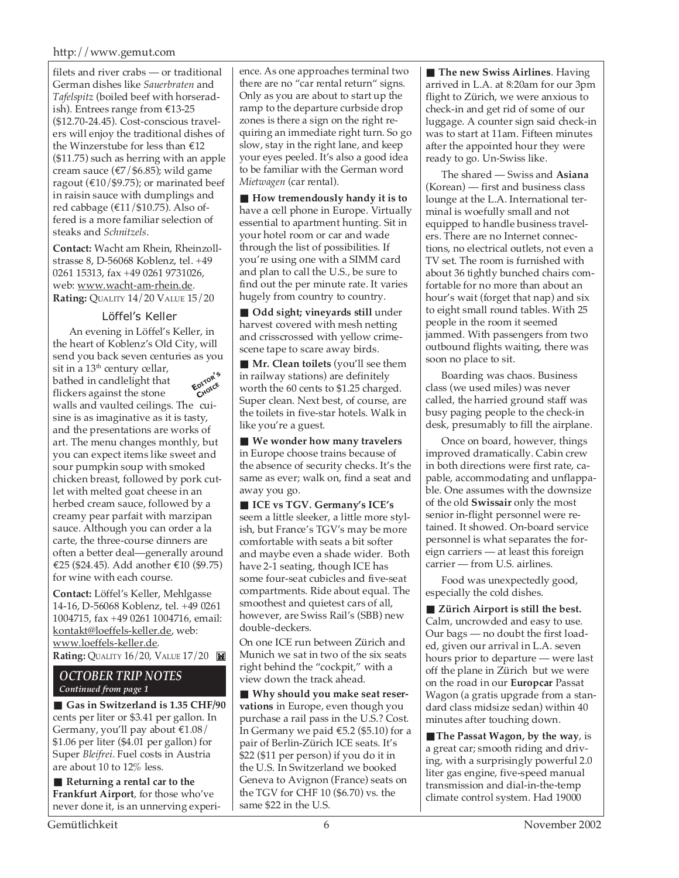filets and river crabs — or traditional German dishes like *Sauerbraten* and *Tafelspitz* (boiled beef with horseradish). Entrees range from €13-25 ($12.70-24.45). Cost-conscious travelers will enjoy the traditional dishes of the Winzerstube for less than €12 ($11.75) such as herring with an apple cream sauce (€7/$6.85); wild game ragout (€10/$9.75); or marinated beef in raisin sauce with dumplings and red cabbage (€11/$10.75). Also offered is a more familiar selection of steaks and *Schnitzels*.

**Contact:** Wacht am Rhein, Rheinzollstrasse 8, D-56068 Koblenz, tel. +49 0261 15313, fax +49 0261 9731026, web: www.wacht-am-rhein.de.
**Rating:** QUALITY 14/20 VALUE 15/20

### Löffel's Keller

An evening in Löffel's Keller, in the heart of Koblenz's Old City, will send you back seven centuries as you sit in a 13th century cellar, bathed in candlelight that flickers against the stone walls and vaulted ceilings. The cuisine is as imaginative as it is tasty, and the presentations are works of art. The menu changes monthly, but you can expect items like sweet and sour pumpkin soup with smoked chicken breast, followed by pork cutlet with melted goat cheese in an herbed cream sauce, followed by a creamy pear parfait with marzipan sauce. Although you can order a la carte, the three-course dinners are often a better deal—generally around €25 ($24.45). Add another €10 ($9.75) for wine with each course.

EDITOR'S CHOICE

**Contact:** Löffel's Keller, Mehlgasse 14-16, D-56068 Koblenz, tel. +49 0261 1004715, fax +49 0261 1004716, email: kontakt@loeffels-keller.de, web: www.loeffels-keller.de.
**Rating:** QUALITY 16/20, VALUE 17/20

## OCTOBER TRIP NOTES
*Continued from page 1*

■ **Gas in Switzerland is 1.35 CHF/90** cents per liter or $3.41 per gallon. In Germany, you'll pay about €1.08/ $1.06 per liter ($4.01 per gallon) for Super *Bleifrei*. Fuel costs in Austria are about 10 to 12% less.

■ **Returning a rental car to the Frankfurt Airport**, for those who've never done it, is an unnerving experience. As one approaches terminal two there are no "car rental return" signs. Only as you are about to start up the ramp to the departure curbside drop zones is there a sign on the right requiring an immediate right turn. So go slow, stay in the right lane, and keep your eyes peeled. It's also a good idea to be familiar with the German word *Mietwagen* (car rental).

■ **How tremendously handy it is to** have a cell phone in Europe. Virtually essential to apartment hunting. Sit in your hotel room or car and wade through the list of possibilities. If you're using one with a SIMM card and plan to call the U.S., be sure to find out the per minute rate. It varies hugely from country to country.

■ **Odd sight; vineyards still** under harvest covered with mesh netting and crisscrossed with yellow crime-scene tape to scare away birds.

■ **Mr. Clean toilets** (you'll see them in railway stations) are definitely worth the 60 cents to $1.25 charged. Super clean. Next best, of course, are the toilets in five-star hotels. Walk in like you're a guest.

■ **We wonder how many travelers** in Europe choose trains because of the absence of security checks. It's the same as ever; walk on, find a seat and away you go.

■ **ICE vs TGV. Germany's ICE's** seem a little sleeker, a little more stylish, but France's TGV's may be more comfortable with seats a bit softer and maybe even a shade wider. Both have 2-1 seating, though ICE has some four-seat cubicles and five-seat compartments. Ride about equal. The smoothest and quietest cars of all, however, are Swiss Rail's (SBB) new double-deckers.

On one ICE run between Zürich and Munich we sat in two of the six seats right behind the "cockpit," with a view down the track ahead.

■ **Why should you make seat reservations** in Europe, even though you purchase a rail pass in the U.S.? Cost. In Germany we paid €5.2 ($5.10) for a pair of Berlin-Zürich ICE seats. It's $22 ($11 per person) if you do it in the U.S. In Switzerland we booked Geneva to Avignon (France) seats on the TGV for CHF 10 ($6.70) vs. the same $22 in the U.S.

■ **The new Swiss Airlines**. Having arrived in L.A. at 8:20am for our 3pm flight to Zürich, we were anxious to check-in and get rid of some of our luggage. A counter sign said check-in was to start at 11am. Fifteen minutes after the appointed hour they were ready to go. Un-Swiss like.

The shared — Swiss and **Asiana** (Korean) — first and business class lounge at the L.A. International terminal is woefully small and not equipped to handle business travelers. There are no Internet connections, no electrical outlets, not even a TV set. The room is furnished with about 36 tightly bunched chairs comfortable for no more than about an hour's wait (forget that nap) and six to eight small round tables. With 25 people in the room it seemed jammed. With passengers from two outbound flights waiting, there was soon no place to sit.

Boarding was chaos. Business class (we used miles) was never called, the harried ground staff was busy paging people to the check-in desk, presumably to fill the airplane.

Once on board, however, things improved dramatically. Cabin crew in both directions were first rate, capable, accommodating and unflappable. One assumes with the downsize of the old **Swissair** only the most senior in-flight personnel were retained. It showed. On-board service personnel is what separates the foreign carriers — at least this foreign carrier — from U.S. airlines.

Food was unexpectedly good, especially the cold dishes.

■ **Zürich Airport is still the best.** Calm, uncrowded and easy to use. Our bags — no doubt the first loaded, given our arrival in L.A. seven hours prior to departure — were last off the plane in Zürich but we were on the road in our **Europcar** Passat Wagon (a gratis upgrade from a standard class midsize sedan) within 40 minutes after touching down.

■ **The Passat Wagon, by the way**, is a great car; smooth riding and driving, with a surprisingly powerful 2.0 liter gas engine, five-speed manual transmission and dial-in-the-temp climate control system. Had 19000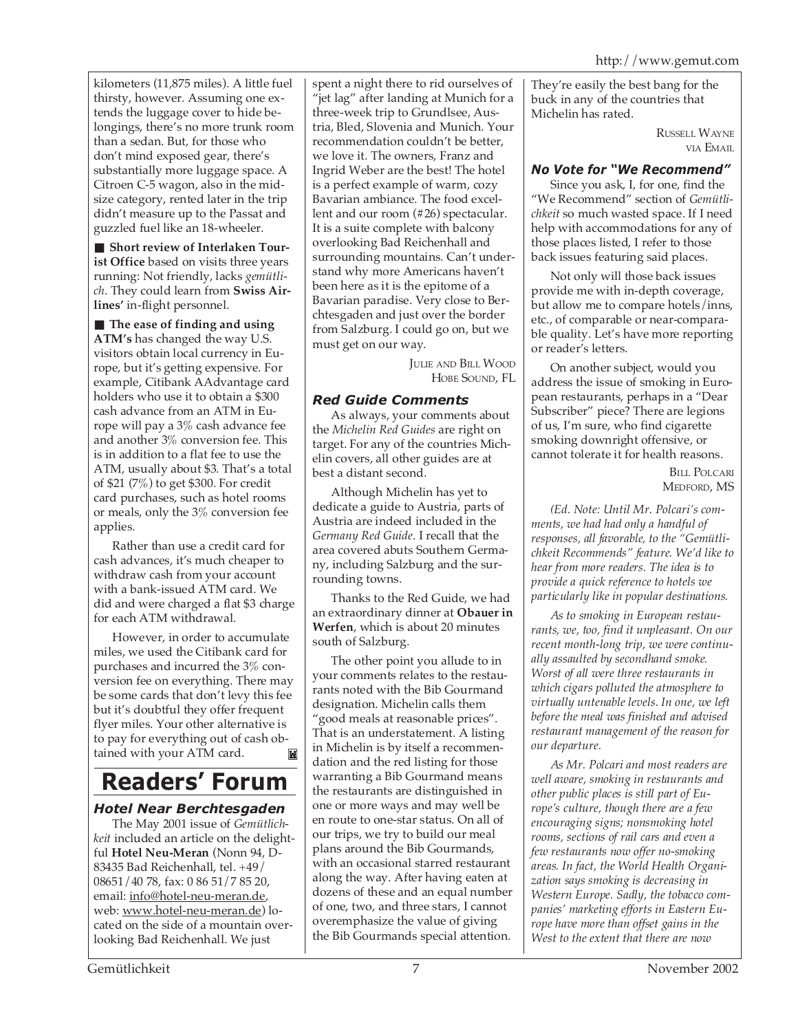kilometers (11,875 miles). A little fuel thirsty, however. Assuming one extends the luggage cover to hide belongings, there's no more trunk room than a sedan. But, for those who don't mind exposed gear, there's substantially more luggage space. A Citroen C-5 wagon, also in the midsize category, rented later in the trip didn't measure up to the Passat and guzzled fuel like an 18-wheeler.

■ **Short review of Interlaken Tourist Office** based on visits three years running: Not friendly, lacks *gemütlich*. They could learn from **Swiss Airlines'** in-flight personnel.

■ **The ease of finding and using ATM's** has changed the way U.S. visitors obtain local currency in Europe, but it's getting expensive. For example, Citibank AAdvantage card holders who use it to obtain a $300 cash advance from an ATM in Europe will pay a 3% cash advance fee and another 3% conversion fee. This is in addition to a flat fee to use the ATM, usually about $3. That's a total of $21 (7%) to get $300. For credit card purchases, such as hotel rooms or meals, only the 3% conversion fee applies.

Rather than use a credit card for cash advances, it's much cheaper to withdraw cash from your account with a bank-issued ATM card. We did and were charged a flat $3 charge for each ATM withdrawal.

However, in order to accumulate miles, we used the Citibank card for purchases and incurred the 3% conversion fee on everything. There may be some cards that don't levy this fee but it's doubtful they offer frequent flyer miles. Your other alternative is to pay for everything out of cash obtained with your ATM card.

# Readers' Forum

### Hotel Near Berchtesgaden

The May 2001 issue of *Gemütlichkeit* included an article on the delightful **Hotel Neu-Meran** (Nonn 94, D-83435 Bad Reichenhall, tel. +49/08651/40 78, fax: 0 86 51/7 85 20, email: info@hotel-neu-meran.de, web: www.hotel-neu-meran.de) located on the side of a mountain overlooking Bad Reichenhall. We just spent a night there to rid ourselves of "jet lag" after landing at Munich for a three-week trip to Grundlsee, Austria, Bled, Slovenia and Munich. Your recommendation couldn't be better, we love it. The owners, Franz and Ingrid Weber are the best! The hotel is a perfect example of warm, cozy Bavarian ambiance. The food excellent and our room (#26) spectacular. It is a suite complete with balcony overlooking Bad Reichenhall and surrounding mountains. Can't understand why more Americans haven't been here as it is the epitome of a Bavarian paradise. Very close to Berchtesgaden and just over the border from Salzburg. I could go on, but we must get on our way.

JULIE AND BILL WOOD
HOBE SOUND, FL

### Red Guide Comments

As always, your comments about the *Michelin Red Guides* are right on target. For any of the countries Michelin covers, all other guides are at best a distant second.

Although Michelin has yet to dedicate a guide to Austria, parts of Austria are indeed included in the *Germany Red Guide*. I recall that the area covered abuts Southern Germany, including Salzburg and the surrounding towns.

Thanks to the Red Guide, we had an extraordinary dinner at **Obauer in Werfen**, which is about 20 minutes south of Salzburg.

The other point you allude to in your comments relates to the restaurants noted with the Bib Gourmand designation. Michelin calls them "good meals at reasonable prices". That is an understatement. A listing in Michelin is by itself a recommendation and the red listing for those warranting a Bib Gourmand means the restaurants are distinguished in one or more ways and may well be en route to one-star status. On all of our trips, we try to build our meal plans around the Bib Gourmands, with an occasional starred restaurant along the way. After having eaten at dozens of these and an equal number of one, two, and three stars, I cannot overemphasize the value of giving the Bib Gourmands special attention. They're easily the best bang for the buck in any of the countries that Michelin has rated.

RUSSELL WAYNE
VIA EMAIL

### No Vote for "We Recommend"

Since you ask, I, for one, find the "We Recommend" section of *Gemütlichkeit* so much wasted space. If I need help with accommodations for any of those places listed, I refer to those back issues featuring said places.

Not only will those back issues provide me with in-depth coverage, but allow me to compare hotels/inns, etc., of comparable or near-comparable quality. Let's have more reporting or reader's letters.

On another subject, would you address the issue of smoking in European restaurants, perhaps in a "Dear Subscriber" piece? There are legions of us, I'm sure, who find cigarette smoking downright offensive, or cannot tolerate it for health reasons.

BILL POLCARI
MEDFORD, MS

*(Ed. Note: Until Mr. Polcari's comments, we had had only a handful of responses, all favorable, to the "Gemütlichkeit Recommends" feature. We'd like to hear from more readers. The idea is to provide a quick reference to hotels we particularly like in popular destinations.*

*As to smoking in European restaurants, we, too, find it unpleasant. On our recent month-long trip, we were continually assaulted by secondhand smoke. Worst of all were three restaurants in which cigars polluted the atmosphere to virtually untenable levels. In one, we left before the meal was finished and advised restaurant management of the reason for our departure.*

*As Mr. Polcari and most readers are well aware, smoking in restaurants and other public places is still part of Europe's culture, though there are a few encouraging signs; nonsmoking hotel rooms, sections of rail cars and even a few restaurants now offer no-smoking areas. In fact, the World Health Organization says smoking is decreasing in Western Europe. Sadly, the tobacco companies' marketing efforts in Eastern Europe have more than offset gains in the West to the extent that there are now*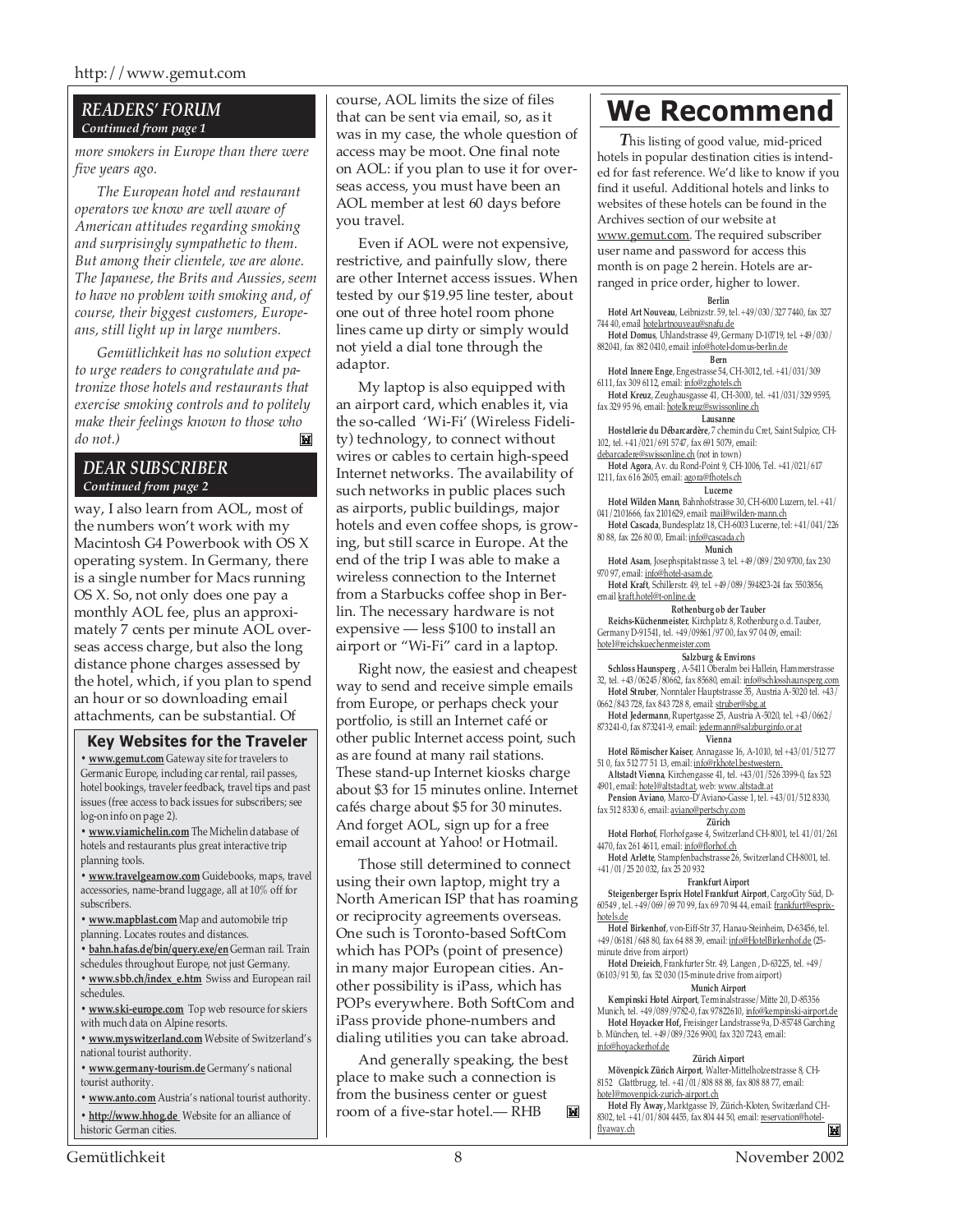## *READERS' FORUM*
*Continued from page 1*

*more smokers in Europe than there were five years ago.*

*The European hotel and restaurant operators we know are well aware of American attitudes regarding smoking and surprisingly sympathetic to them. But among their clientele, we are alone. The Japanese, the Brits and Aussies, seem to have no problem with smoking and, of course, their biggest customers, Europeans, still light up in large numbers.*

*Gemütlichkeit has no solution expect to urge readers to congratulate and patronize those hotels and restaurants that exercise smoking controls and to politely make their feelings known to those who do not.)*

## *DEAR SUBSCRIBER*
*Continued from page 2*

way, I also learn from AOL, most of the numbers won't work with my Macintosh G4 Powerbook with OS X operating system. In Germany, there is a single number for Macs running OS X. So, not only does one pay a monthly AOL fee, plus an approximately 7 cents per minute AOL overseas access charge, but also the long distance phone charges assessed by the hotel, which, if you plan to spend an hour or so downloading email attachments, can be substantial. Of course, AOL limits the size of files that can be sent via email, so, as it was in my case, the whole question of access may be moot. One final note on AOL: if you plan to use it for overseas access, you must have been an AOL member at lest 60 days before you travel.

Even if AOL were not expensive, restrictive, and painfully slow, there are other Internet access issues. When tested by our $19.95 line tester, about one out of three hotel room phone lines came up dirty or simply would not yield a dial tone through the adaptor.

My laptop is also equipped with an airport card, which enables it, via the so-called 'Wi-Fi' (Wireless Fidelity) technology, to connect without wires or cables to certain high-speed Internet networks. The availability of such networks in public places such as airports, public buildings, major hotels and even coffee shops, is growing, but still scarce in Europe. At the end of the trip I was able to make a wireless connection to the Internet from a Starbucks coffee shop in Berlin. The necessary hardware is not expensive — less $100 to install an airport or "Wi-Fi" card in a laptop.

Right now, the easiest and cheapest way to send and receive simple emails from Europe, or perhaps check your portfolio, is still an Internet café or other public Internet access point, such as are found at many rail stations. These stand-up Internet kiosks charge about $3 for 15 minutes online. Internet cafés charge about $5 for 30 minutes. And forget AOL, sign up for a free email account at Yahoo! or Hotmail.

Those still determined to connect using their own laptop, might try a North American ISP that has roaming or reciprocity agreements overseas. One such is Toronto-based SoftCom which has POPs (point of presence) in many major European cities. Another possibility is iPass, which has POPs everywhere. Both SoftCom and iPass provide phone-numbers and dialing utilities you can take abroad.

And generally speaking, the best place to make such a connection is from the business center or guest room of a five-star hotel.— RHB

### Key Websites for the Traveler

- **www.gemut.com** Gateway site for travelers to Germanic Europe, including car rental, rail passes, hotel bookings, traveler feedback, travel tips and past issues (free access to back issues for subscribers; see log-on info on page 2).
- **www.viamichelin.com** The Michelin database of hotels and restaurants plus great interactive trip planning tools.
- **www.travelgearnow.com** Guidebooks, maps, travel accessories, name-brand luggage, all at 10% off for subscribers.
- **www.mapblast.com** Map and automobile trip planning. Locates routes and distances.
- **bahn.hafas.de/bin/query.exe/en** German rail. Train schedules throughout Europe, not just Germany.
- **www.sbb.ch/index_e.htm** Swiss and European rail schedules.
- **www.ski-europe.com** Top web resource for skiers with much data on Alpine resorts.
- **www.myswitzerland.com** Website of Switzerland's national tourist authority.
- **www.germany-tourism.de** Germany's national tourist authority.
- **www.anto.com** Austria's national tourist authority.
- **http://www.hhog.de** Website for an alliance of historic German cities.

# We Recommend

*T*his listing of good value, mid-priced hotels in popular destination cities is intended for fast reference. We'd like to know if you find it useful. Additional hotels and links to websites of these hotels can be found in the Archives section of our website at www.gemut.com. The required subscriber user name and password for access this month is on page 2 herein. Hotels are arranged in price order, higher to lower.

**Berlin**

**Hotel Art Nouveau**, Leibnizstr. 59, tel. +49/030/327 7440, fax 327 744 40, email hotelartnouveau@snafu.de

**Hotel Domus**, Uhlandstrasse 49, Germany D-10719, tel. +49/030/882041, fax 882 0410, email: info@hotel-domus-berlin.de

**Bern**

**Hotel Innere Enge**, Engestrasse 54, CH-3012, tel. +41/031/309 6111, fax 309 6112, email: info@zghotels.ch

**Hotel Kreuz**, Zeughausgasse 41, CH-3000, tel. +41/031/329 9595, fax 329 95 96, email: hotelkreuz@swissonline.ch

**Lausanne**

**Hostellerie du Débarcardère**, 7 chemin du Cret, Saint Sulpice, CH-102, tel. +41/021/691 5747, fax 691 5079, email: debarcadere@swissonline.ch (not in town)

**Hotel Agora**, Av. du Rond-Point 9, CH-1006, Tel. +41/021/617 1211, fax 616 2605, email: agora@fhotels.ch

**Lucerne**

**Hotel Wilden Mann**, Bahnhofstrasse 30, CH-6000 Luzern, tel. +41/041/2101666, fax 2101629, email: mail@wilden-mann.ch

**Hotel Cascada**, Bundesplatz 18, CH-6003 Lucerne, tel: +41/041/226 80 88, fax 226 80 00, Email: info@cascada.ch

**Munich**

**Hotel Asam**, Josephspitalstrasse 3, tel. +49/089/230 9700, fax 230 970 97, email: info@hotel-asam.de.

**Hotel Kraft**, Schillerstr. 49, tel. +49/089/594823-24 fax 5503856, email kraft.hotel@t-online.de

**Rothenburg ob der Tauber**

**Reichs-Küchenmeister**, Kirchplatz 8, Rothenburg o.d. Tauber, Germany D-91541, tel. +49/09861/97 00, fax 97 04 09, email: hotel@reichskuechenmeister.com

**Salzburg & Environs**

**Schloss Haunsperg** , A-5411 Oberalm bei Hallein, Hammerstrasse 32, tel. +43/06245/80662, fax 85680, email: info@schlosshaunsperg.com

**Hotel Struber**, Nonntaler Hauptstrasse 35, Austria A-5020 tel. +43/0662/843 728, fax 843 728 8, email: struber@sbg.at

**Hotel Jedermann**, Rupertgasse 25, Austria A-5020, tel. +43/0662/873241-0, fax 873241-9, email: jedermann@salzburginfo.or.at

**Vienna**

**Hotel Römischer Kaiser**, Annagasse 16, A-1010, tel +43/01/512 77 51 0, fax 512 77 51 13, email: info@rkhotel.bestwestern.

**Altstadt Vienna**, Kirchengasse 41, tel. +43/01/526 3399-0, fax 523 4901, email: hotel@altstadt.at, web: www.altstadt.at

**Pension Aviano**, Marco-D'Aviano-Gasse 1, tel. +43/01/512 8330, fax 512 8330 6, email: aviano@pertschy.com

**Zürich**

**Hotel Florhof**, Florhofgasse 4, Switzerland CH-8001, tel. 41/01/261 4470, fax 261 4611, email: info@florhof.ch

**Hotel Arlette**, Stampfenbachstrasse 26, Switzerland CH-8001, tel. +41/01/25 20 032, fax 25 20 932

**Frankfurt Airport**

**Steigenberger Esprix Hotel Frankfurt Airport**, CargoCity Süd, D-60549 , tel. +49/069/69 70 99, fax 69 70 94 44, email: frankfurt@esprix-hotels.de

**Hotel Birkenhof**, von-Eiff-Str 37, Hanau-Steinheim, D-63456, tel. +49/06181/648 80, fax 64 88 39, email: info@HotelBirkenhof.de (25-minute drive from airport)

**Hotel Dreieich**, Frankfurter Str. 49, Langen , D-63225, tel. +49/06103/91 50, fax 52 030 (15-minute drive from airport)

**Munich Airport**

**Kempinski Hotel Airport**, Terminalstrasse/Mitte 20, D-85356 Munich, tel. +49/089/9782-0, fax 97822610, info@kempinski-airport.de

**Hotel Hoyacker Hof**, Freisinger Landstrasse 9a, D-85748 Garching b. München, tel. +49/089/326 9900, fax 320 7243, email: info@hoyackerhof.de

**Zürich Airport**

**Mövenpick Zürich Airport**, Walter-Mittelholzerstrasse 8, CH-8152 Glattbrugg, tel. +41/01/808 88 88, fax 808 88 77, email: hotel@movenpick-zurich-airport.ch

**Hotel Fly Away**, Marktgasse 19, Zürich-Kloten, Switzerland CH-8302, tel. +41/01/804 4455, fax 804 44 50, email: reservation@hotel-flyaway.ch